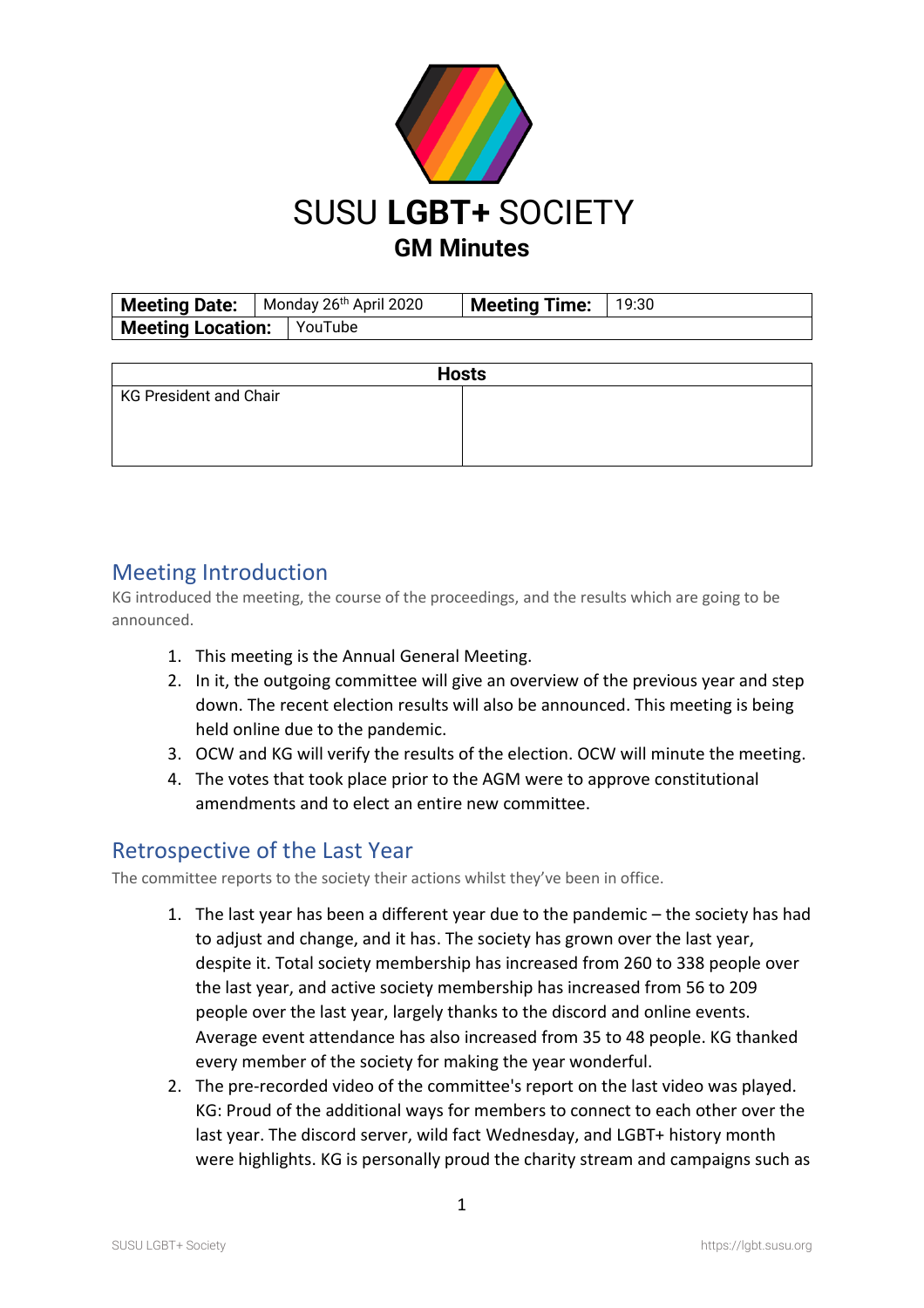# SUSU **LGBT+** SOCIETY

## GM Minutes

| **Meeting Date:** | Monday 26th April 2020 | **Meeting Time:** | 19:30 |
|---|---|---|---|
| **Meeting Location:** | YouTube | | |

| **Hosts** | |
|---|---|
| KG President and Chair | |

## Meeting Introduction

KG introduced the meeting, the course of the proceedings, and the results which are going to be announced.

1. This meeting is the Annual General Meeting.
2. In it, the outgoing committee will give an overview of the previous year and step down. The recent election results will also be announced. This meeting is being held online due to the pandemic.
3. OCW and KG will verify the results of the election. OCW will minute the meeting.
4. The votes that took place prior to the AGM were to approve constitutional amendments and to elect an entire new committee.

## Retrospective of the Last Year

The committee reports to the society their actions whilst they've been in office.

1. The last year has been a different year due to the pandemic – the society has had to adjust and change, and it has. The society has grown over the last year, despite it. Total society membership has increased from 260 to 338 people over the last year, and active society membership has increased from 56 to 209 people over the last year, largely thanks to the discord and online events. Average event attendance has also increased from 35 to 48 people. KG thanked every member of the society for making the year wonderful.
2. The pre-recorded video of the committee's report on the last video was played. KG: Proud of the additional ways for members to connect to each other over the last year. The discord server, wild fact Wednesday, and LGBT+ history month were highlights. KG is personally proud the charity stream and campaigns such as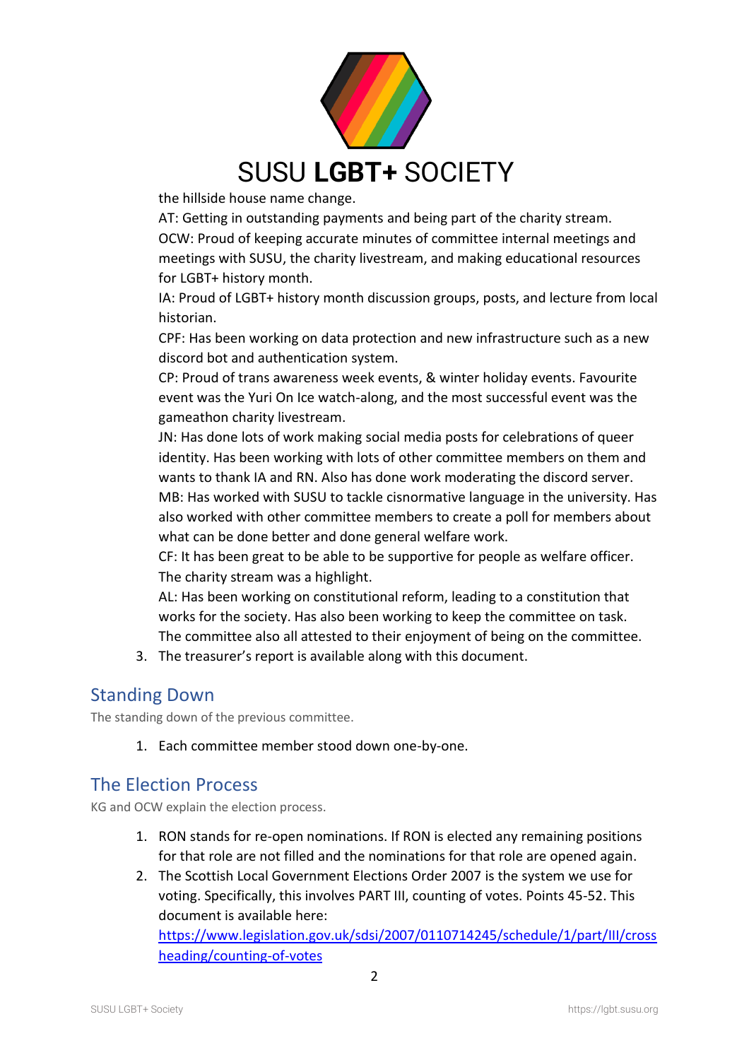the hillside house name change.
AT: Getting in outstanding payments and being part of the charity stream.
OCW: Proud of keeping accurate minutes of committee internal meetings and meetings with SUSU, the charity livestream, and making educational resources for LGBT+ history month.
IA: Proud of LGBT+ history month discussion groups, posts, and lecture from local historian.
CPF: Has been working on data protection and new infrastructure such as a new discord bot and authentication system.
CP: Proud of trans awareness week events, & winter holiday events. Favourite event was the Yuri On Ice watch-along, and the most successful event was the gameathon charity livestream.
JN: Has done lots of work making social media posts for celebrations of queer identity. Has been working with lots of other committee members on them and wants to thank IA and RN. Also has done work moderating the discord server.
MB: Has worked with SUSU to tackle cisnormative language in the university. Has also worked with other committee members to create a poll for members about what can be done better and done general welfare work.
CF: It has been great to be able to be supportive for people as welfare officer. The charity stream was a highlight.
AL: Has been working on constitutional reform, leading to a constitution that works for the society. Has also been working to keep the committee on task.
The committee also all attested to their enjoyment of being on the committee.

3. The treasurer's report is available along with this document.

## Standing Down

The standing down of the previous committee.

1. Each committee member stood down one-by-one.

## The Election Process

KG and OCW explain the election process.

1. RON stands for re-open nominations. If RON is elected any remaining positions for that role are not filled and the nominations for that role are opened again.
2. The Scottish Local Government Elections Order 2007 is the system we use for voting. Specifically, this involves PART III, counting of votes. Points 45-52. This document is available here: [https://www.legislation.gov.uk/sdsi/2007/0110714245/schedule/1/part/III/crossheading/counting-of-votes](https://www.legislation.gov.uk/sdsi/2007/0110714245/schedule/1/part/III/crossheading/counting-of-votes)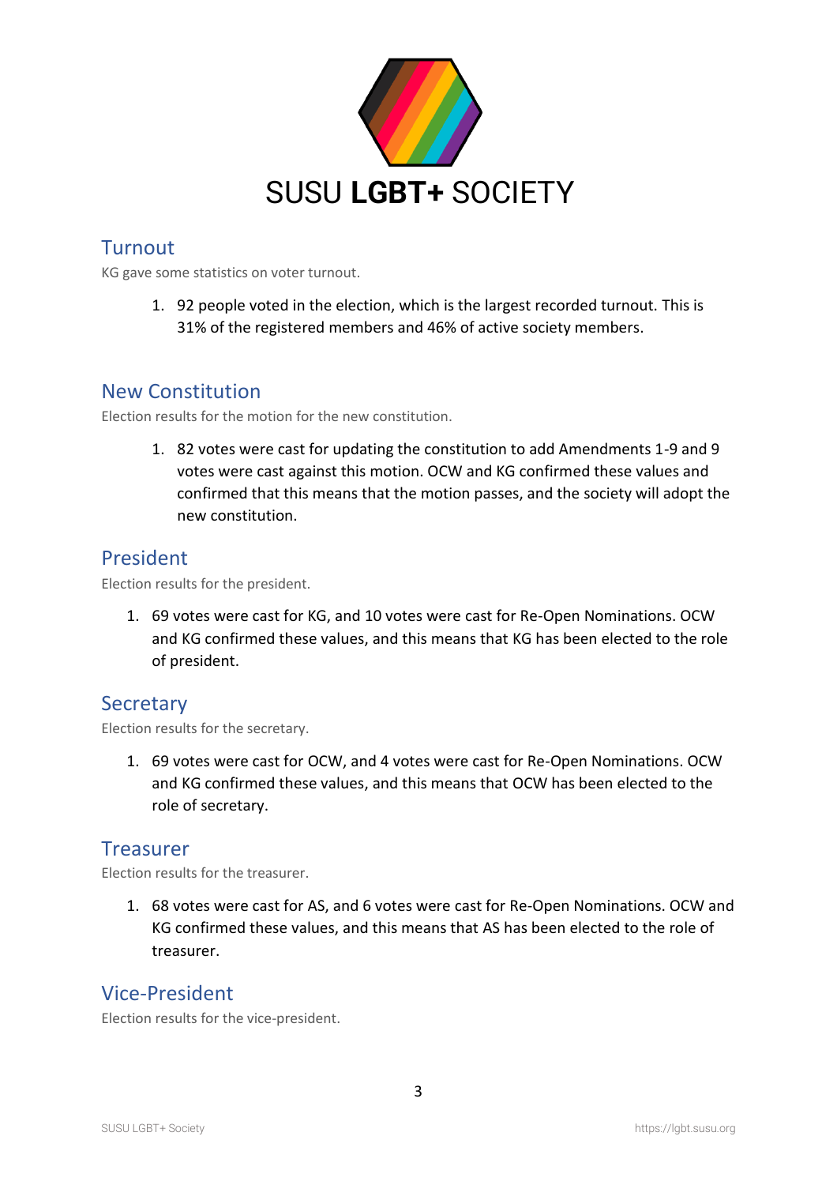# SUSU **LGBT+** SOCIETY

## Turnout

KG gave some statistics on voter turnout.

1. 92 people voted in the election, which is the largest recorded turnout. This is 31% of the registered members and 46% of active society members.

## New Constitution

Election results for the motion for the new constitution.

1. 82 votes were cast for updating the constitution to add Amendments 1-9 and 9 votes were cast against this motion. OCW and KG confirmed these values and confirmed that this means that the motion passes, and the society will adopt the new constitution.

## President

Election results for the president.

1. 69 votes were cast for KG, and 10 votes were cast for Re-Open Nominations. OCW and KG confirmed these values, and this means that KG has been elected to the role of president.

## Secretary

Election results for the secretary.

1. 69 votes were cast for OCW, and 4 votes were cast for Re-Open Nominations. OCW and KG confirmed these values, and this means that OCW has been elected to the role of secretary.

## Treasurer

Election results for the treasurer.

1. 68 votes were cast for AS, and 6 votes were cast for Re-Open Nominations. OCW and KG confirmed these values, and this means that AS has been elected to the role of treasurer.

## Vice-President

Election results for the vice-president.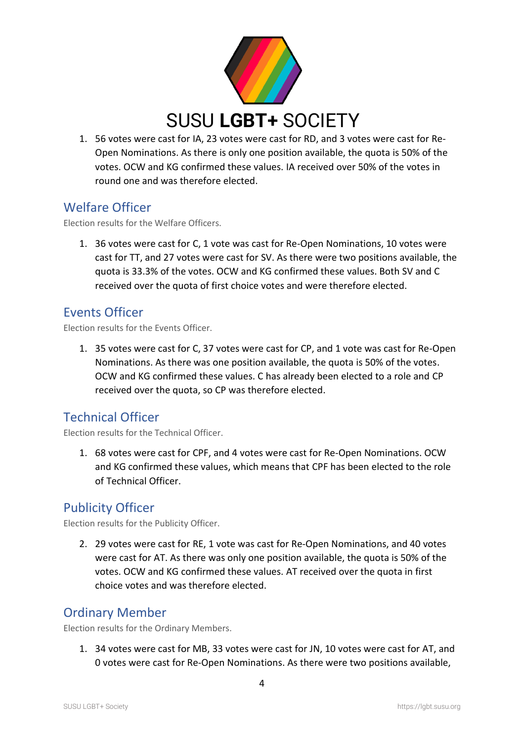1. 56 votes were cast for IA, 23 votes were cast for RD, and 3 votes were cast for Re-Open Nominations. As there is only one position available, the quota is 50% of the votes. OCW and KG confirmed these values. IA received over 50% of the votes in round one and was therefore elected.

## Welfare Officer

Election results for the Welfare Officers.

1. 36 votes were cast for C, 1 vote was cast for Re-Open Nominations, 10 votes were cast for TT, and 27 votes were cast for SV. As there were two positions available, the quota is 33.3% of the votes. OCW and KG confirmed these values. Both SV and C received over the quota of first choice votes and were therefore elected.

## Events Officer

Election results for the Events Officer.

1. 35 votes were cast for C, 37 votes were cast for CP, and 1 vote was cast for Re-Open Nominations. As there was one position available, the quota is 50% of the votes. OCW and KG confirmed these values. C has already been elected to a role and CP received over the quota, so CP was therefore elected.

## Technical Officer

Election results for the Technical Officer.

1. 68 votes were cast for CPF, and 4 votes were cast for Re-Open Nominations. OCW and KG confirmed these values, which means that CPF has been elected to the role of Technical Officer.

## Publicity Officer

Election results for the Publicity Officer.

2. 29 votes were cast for RE, 1 vote was cast for Re-Open Nominations, and 40 votes were cast for AT. As there was only one position available, the quota is 50% of the votes. OCW and KG confirmed these values. AT received over the quota in first choice votes and was therefore elected.

## Ordinary Member

Election results for the Ordinary Members.

1. 34 votes were cast for MB, 33 votes were cast for JN, 10 votes were cast for AT, and 0 votes were cast for Re-Open Nominations. As there were two positions available,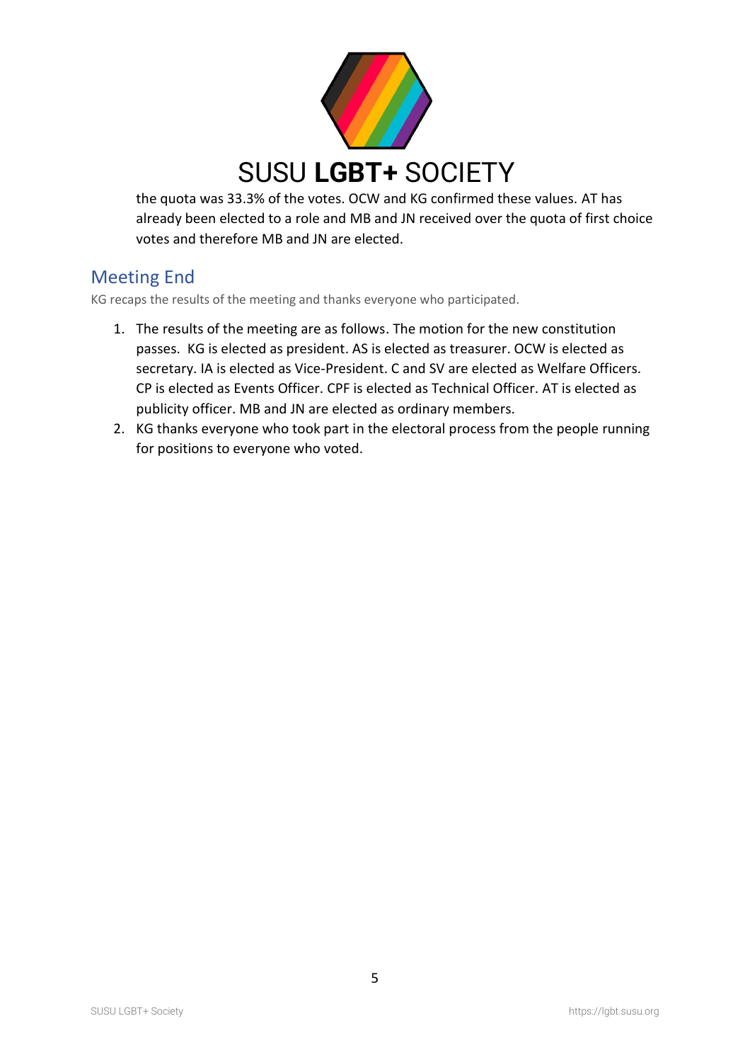the quota was 33.3% of the votes. OCW and KG confirmed these values. AT has already been elected to a role and MB and JN received over the quota of first choice votes and therefore MB and JN are elected.

## Meeting End

KG recaps the results of the meeting and thanks everyone who participated.

1. The results of the meeting are as follows. The motion for the new constitution passes. KG is elected as president. AS is elected as treasurer. OCW is elected as secretary. IA is elected as Vice-President. C and SV are elected as Welfare Officers. CP is elected as Events Officer. CPF is elected as Technical Officer. AT is elected as publicity officer. MB and JN are elected as ordinary members.
2. KG thanks everyone who took part in the electoral process from the people running for positions to everyone who voted.